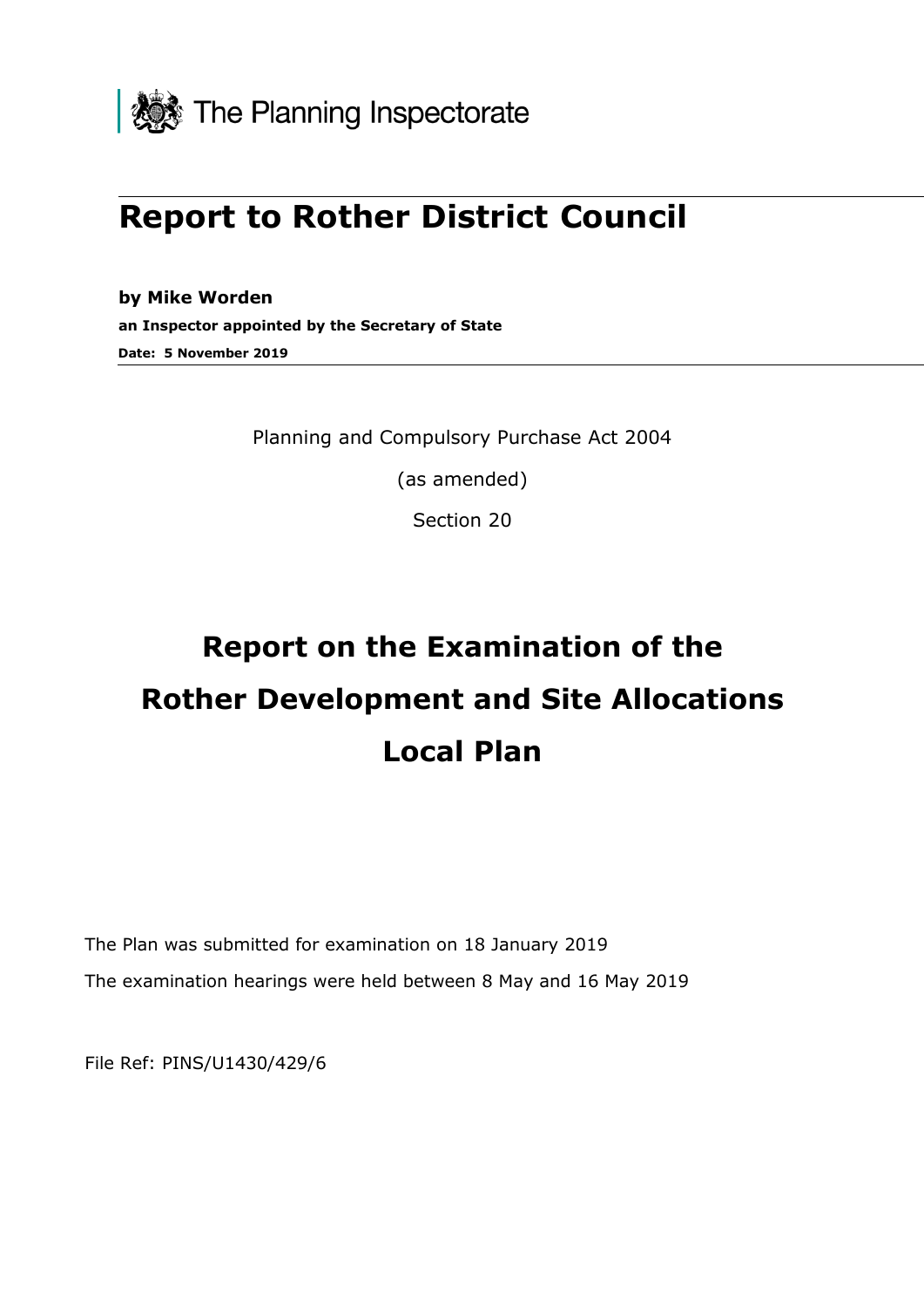The Planning Inspectorate

# Report to Rother District Council

**by Mike Worden**

**an Inspector appointed by the Secretary of State**

**Date: 5 November 2019**

Planning and Compulsory Purchase Act 2004

(as amended)

Section 20

## Report on the Examination of the Rother Development and Site Allocations Local Plan

The Plan was submitted for examination on 18 January 2019

The examination hearings were held between 8 May and 16 May 2019

File Ref: PINS/U1430/429/6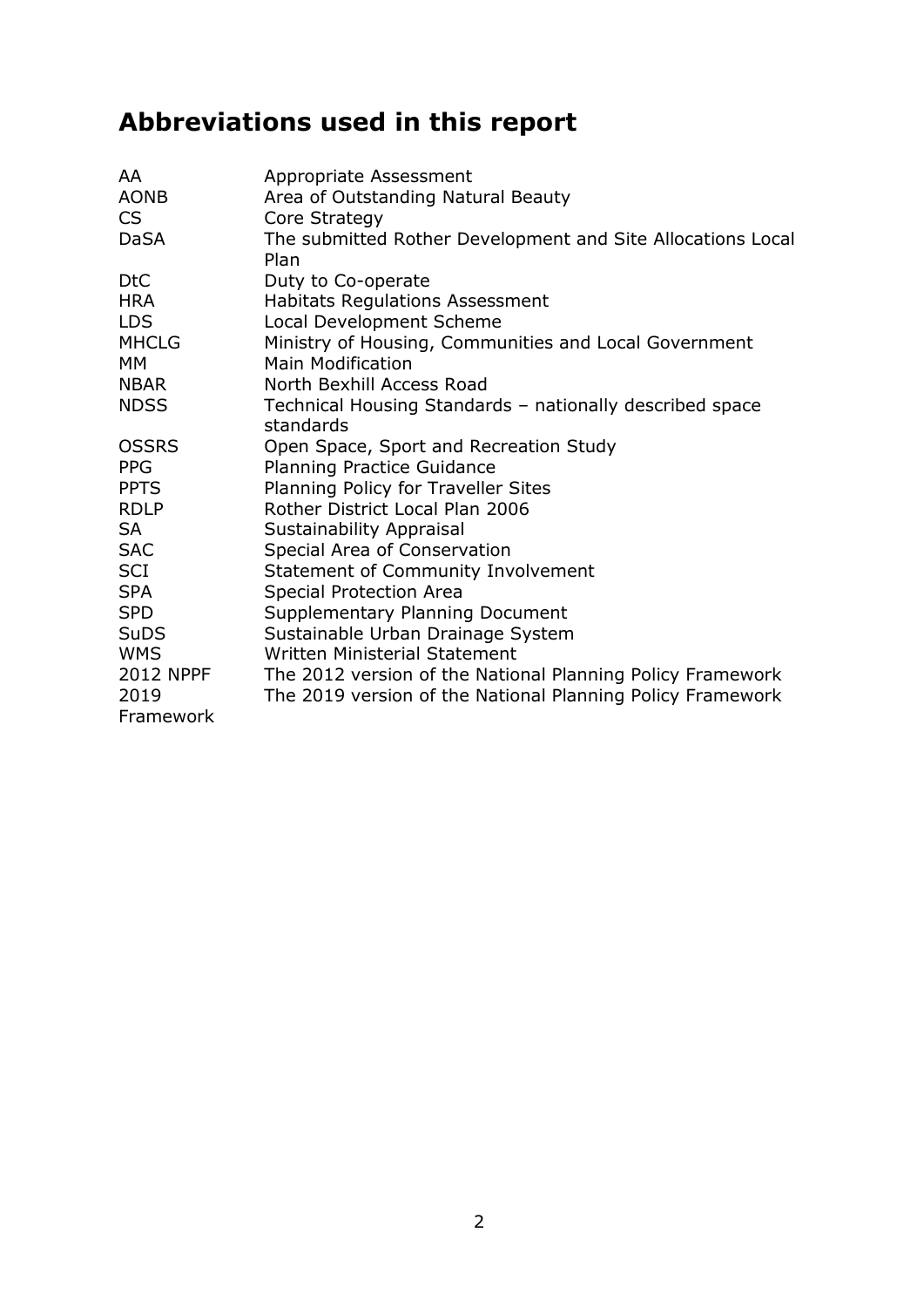# Abbreviations used in this report

| | |
|---|---|
| AA | Appropriate Assessment |
| AONB | Area of Outstanding Natural Beauty |
| CS | Core Strategy |
| DaSA | The submitted Rother Development and Site Allocations Local Plan |
| DtC | Duty to Co-operate |
| HRA | Habitats Regulations Assessment |
| LDS | Local Development Scheme |
| MHCLG | Ministry of Housing, Communities and Local Government |
| MM | Main Modification |
| NBAR | North Bexhill Access Road |
| NDSS | Technical Housing Standards – nationally described space standards |
| OSSRS | Open Space, Sport and Recreation Study |
| PPG | Planning Practice Guidance |
| PPTS | Planning Policy for Traveller Sites |
| RDLP | Rother District Local Plan 2006 |
| SA | Sustainability Appraisal |
| SAC | Special Area of Conservation |
| SCI | Statement of Community Involvement |
| SPA | Special Protection Area |
| SPD | Supplementary Planning Document |
| SuDS | Sustainable Urban Drainage System |
| WMS | Written Ministerial Statement |
| 2012 NPPF | The 2012 version of the National Planning Policy Framework |
| 2019 Framework | The 2019 version of the National Planning Policy Framework |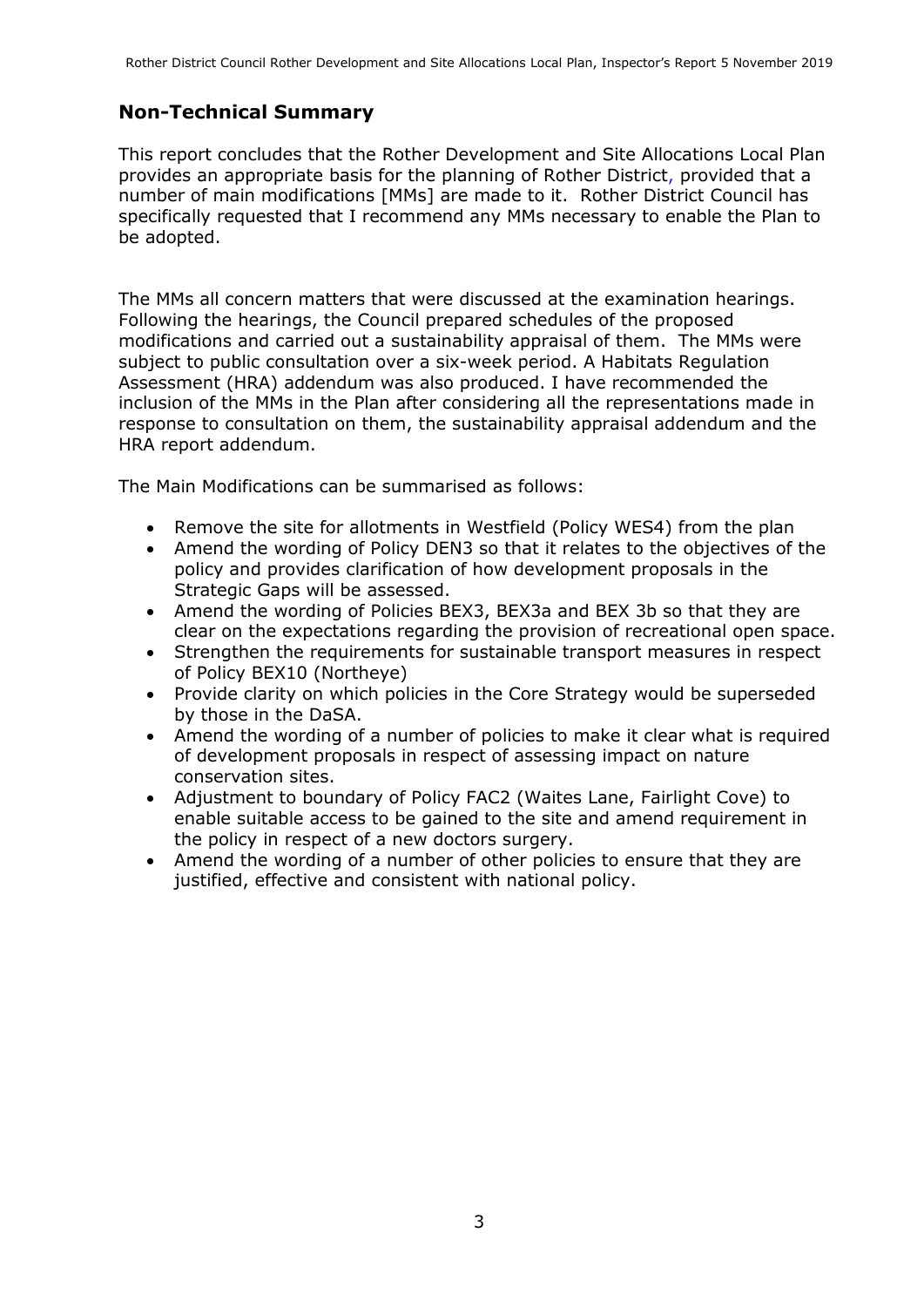## Non-Technical Summary

This report concludes that the Rother Development and Site Allocations Local Plan provides an appropriate basis for the planning of Rother District, provided that a number of main modifications [MMs] are made to it. Rother District Council has specifically requested that I recommend any MMs necessary to enable the Plan to be adopted.

The MMs all concern matters that were discussed at the examination hearings. Following the hearings, the Council prepared schedules of the proposed modifications and carried out a sustainability appraisal of them. The MMs were subject to public consultation over a six-week period. A Habitats Regulation Assessment (HRA) addendum was also produced. I have recommended the inclusion of the MMs in the Plan after considering all the representations made in response to consultation on them, the sustainability appraisal addendum and the HRA report addendum.

The Main Modifications can be summarised as follows:

- Remove the site for allotments in Westfield (Policy WES4) from the plan
- Amend the wording of Policy DEN3 so that it relates to the objectives of the policy and provides clarification of how development proposals in the Strategic Gaps will be assessed.
- Amend the wording of Policies BEX3, BEX3a and BEX 3b so that they are clear on the expectations regarding the provision of recreational open space.
- Strengthen the requirements for sustainable transport measures in respect of Policy BEX10 (Northeye)
- Provide clarity on which policies in the Core Strategy would be superseded by those in the DaSA.
- Amend the wording of a number of policies to make it clear what is required of development proposals in respect of assessing impact on nature conservation sites.
- Adjustment to boundary of Policy FAC2 (Waites Lane, Fairlight Cove) to enable suitable access to be gained to the site and amend requirement in the policy in respect of a new doctors surgery.
- Amend the wording of a number of other policies to ensure that they are justified, effective and consistent with national policy.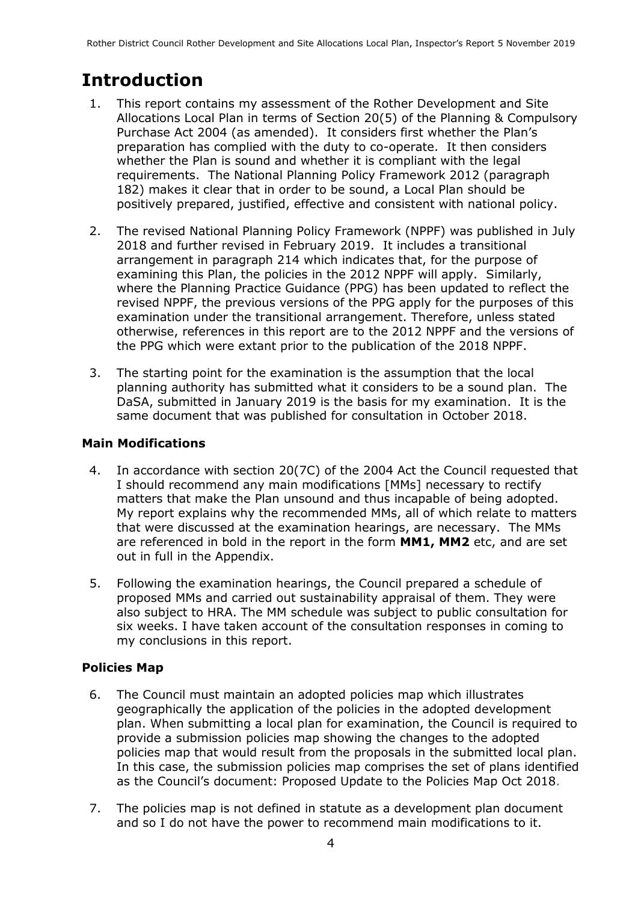# Introduction

1. This report contains my assessment of the Rother Development and Site Allocations Local Plan in terms of Section 20(5) of the Planning & Compulsory Purchase Act 2004 (as amended). It considers first whether the Plan's preparation has complied with the duty to co-operate. It then considers whether the Plan is sound and whether it is compliant with the legal requirements. The National Planning Policy Framework 2012 (paragraph 182) makes it clear that in order to be sound, a Local Plan should be positively prepared, justified, effective and consistent with national policy.

2. The revised National Planning Policy Framework (NPPF) was published in July 2018 and further revised in February 2019. It includes a transitional arrangement in paragraph 214 which indicates that, for the purpose of examining this Plan, the policies in the 2012 NPPF will apply. Similarly, where the Planning Practice Guidance (PPG) has been updated to reflect the revised NPPF, the previous versions of the PPG apply for the purposes of this examination under the transitional arrangement. Therefore, unless stated otherwise, references in this report are to the 2012 NPPF and the versions of the PPG which were extant prior to the publication of the 2018 NPPF.

3. The starting point for the examination is the assumption that the local planning authority has submitted what it considers to be a sound plan. The DaSA, submitted in January 2019 is the basis for my examination. It is the same document that was published for consultation in October 2018.

### Main Modifications

4. In accordance with section 20(7C) of the 2004 Act the Council requested that I should recommend any main modifications [MMs] necessary to rectify matters that make the Plan unsound and thus incapable of being adopted. My report explains why the recommended MMs, all of which relate to matters that were discussed at the examination hearings, are necessary. The MMs are referenced in bold in the report in the form **MM1, MM2** etc, and are set out in full in the Appendix.

5. Following the examination hearings, the Council prepared a schedule of proposed MMs and carried out sustainability appraisal of them. They were also subject to HRA. The MM schedule was subject to public consultation for six weeks. I have taken account of the consultation responses in coming to my conclusions in this report.

### Policies Map

6. The Council must maintain an adopted policies map which illustrates geographically the application of the policies in the adopted development plan. When submitting a local plan for examination, the Council is required to provide a submission policies map showing the changes to the adopted policies map that would result from the proposals in the submitted local plan. In this case, the submission policies map comprises the set of plans identified as the Council's document: Proposed Update to the Policies Map Oct 2018.

7. The policies map is not defined in statute as a development plan document and so I do not have the power to recommend main modifications to it.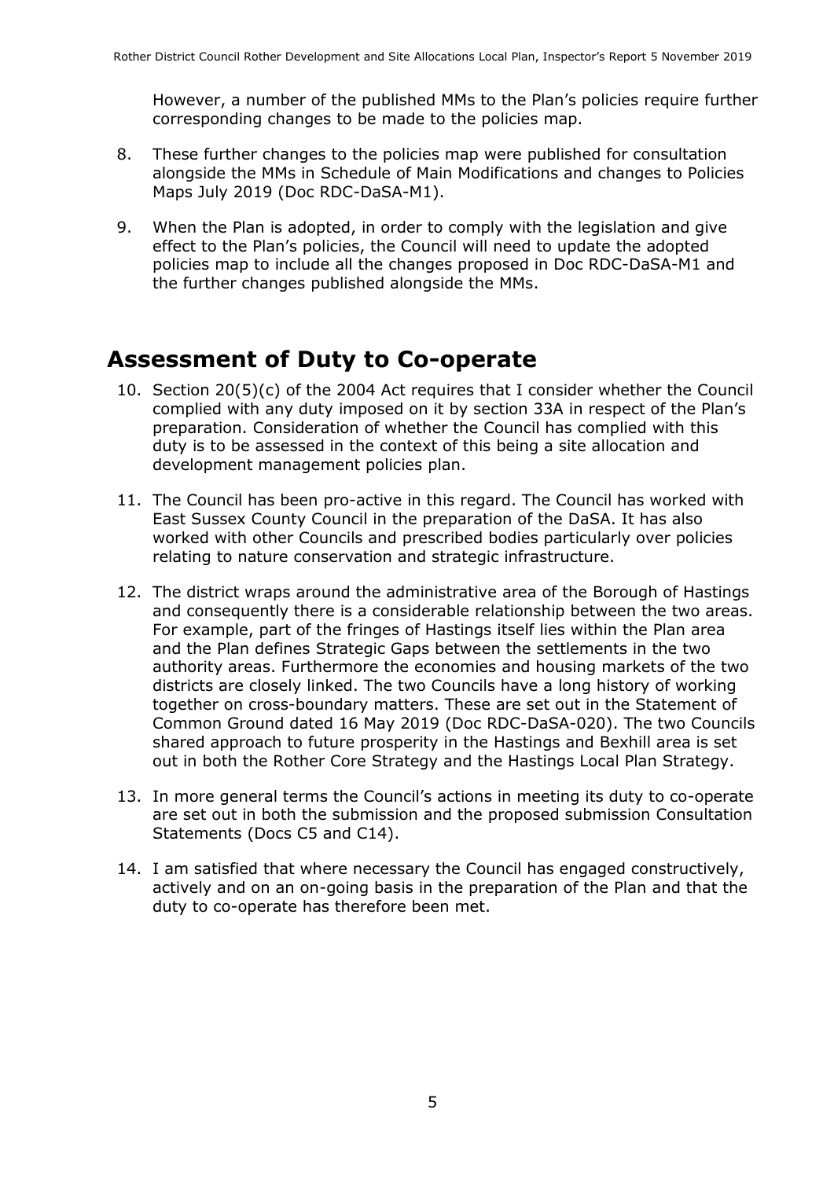However, a number of the published MMs to the Plan's policies require further corresponding changes to be made to the policies map.

8. These further changes to the policies map were published for consultation alongside the MMs in Schedule of Main Modifications and changes to Policies Maps July 2019 (Doc RDC-DaSA-M1).

9. When the Plan is adopted, in order to comply with the legislation and give effect to the Plan's policies, the Council will need to update the adopted policies map to include all the changes proposed in Doc RDC-DaSA-M1 and the further changes published alongside the MMs.

## Assessment of Duty to Co-operate

10. Section 20(5)(c) of the 2004 Act requires that I consider whether the Council complied with any duty imposed on it by section 33A in respect of the Plan's preparation. Consideration of whether the Council has complied with this duty is to be assessed in the context of this being a site allocation and development management policies plan.

11. The Council has been pro-active in this regard. The Council has worked with East Sussex County Council in the preparation of the DaSA. It has also worked with other Councils and prescribed bodies particularly over policies relating to nature conservation and strategic infrastructure.

12. The district wraps around the administrative area of the Borough of Hastings and consequently there is a considerable relationship between the two areas. For example, part of the fringes of Hastings itself lies within the Plan area and the Plan defines Strategic Gaps between the settlements in the two authority areas. Furthermore the economies and housing markets of the two districts are closely linked. The two Councils have a long history of working together on cross-boundary matters. These are set out in the Statement of Common Ground dated 16 May 2019 (Doc RDC-DaSA-020). The two Councils shared approach to future prosperity in the Hastings and Bexhill area is set out in both the Rother Core Strategy and the Hastings Local Plan Strategy.

13. In more general terms the Council's actions in meeting its duty to co-operate are set out in both the submission and the proposed submission Consultation Statements (Docs C5 and C14).

14. I am satisfied that where necessary the Council has engaged constructively, actively and on an on-going basis in the preparation of the Plan and that the duty to co-operate has therefore been met.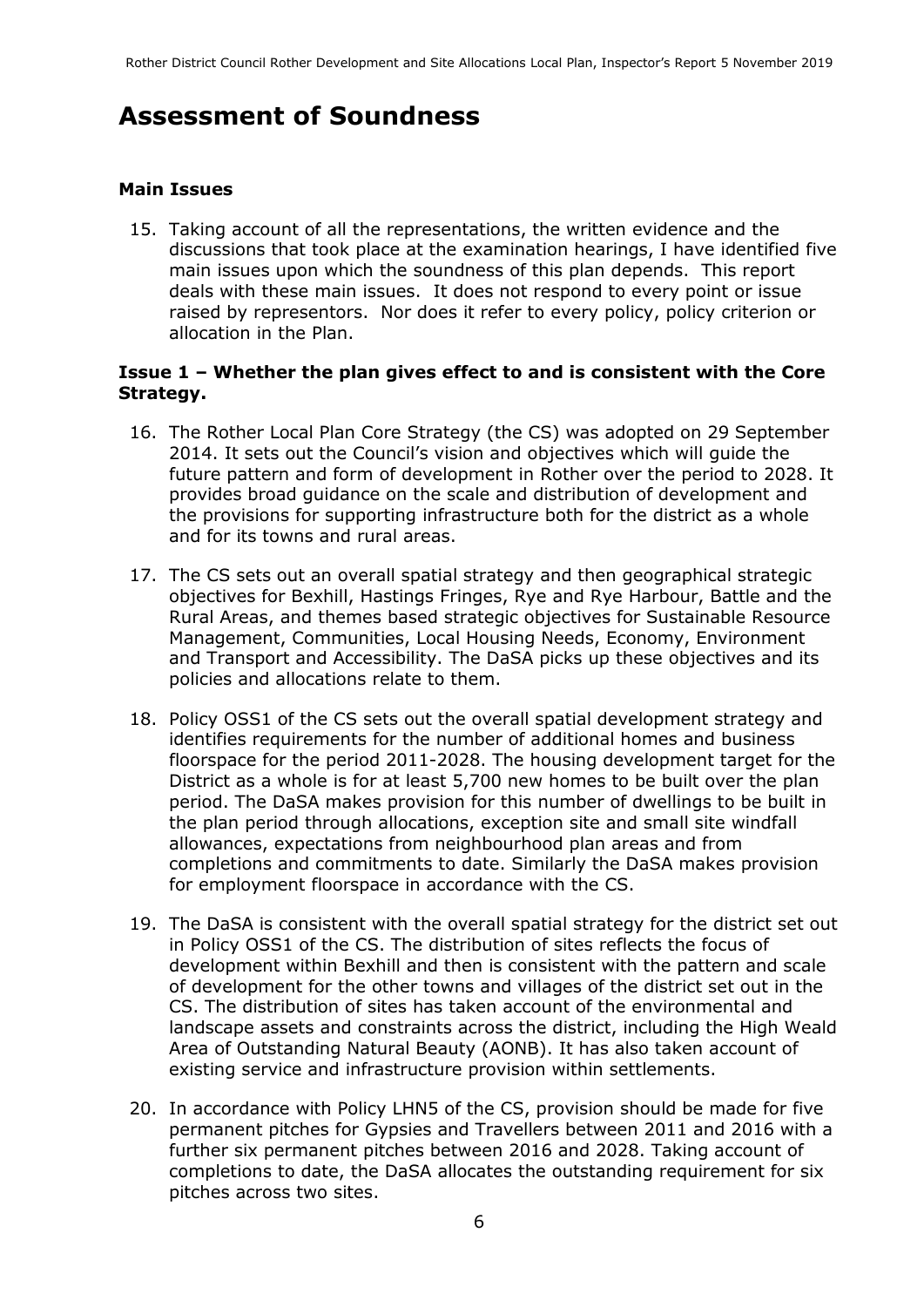# Assessment of Soundness

### Main Issues

15. Taking account of all the representations, the written evidence and the discussions that took place at the examination hearings, I have identified five main issues upon which the soundness of this plan depends. This report deals with these main issues. It does not respond to every point or issue raised by representors. Nor does it refer to every policy, policy criterion or allocation in the Plan.

### Issue 1 – Whether the plan gives effect to and is consistent with the Core Strategy.

16. The Rother Local Plan Core Strategy (the CS) was adopted on 29 September 2014. It sets out the Council's vision and objectives which will guide the future pattern and form of development in Rother over the period to 2028. It provides broad guidance on the scale and distribution of development and the provisions for supporting infrastructure both for the district as a whole and for its towns and rural areas.

17. The CS sets out an overall spatial strategy and then geographical strategic objectives for Bexhill, Hastings Fringes, Rye and Rye Harbour, Battle and the Rural Areas, and themes based strategic objectives for Sustainable Resource Management, Communities, Local Housing Needs, Economy, Environment and Transport and Accessibility. The DaSA picks up these objectives and its policies and allocations relate to them.

18. Policy OSS1 of the CS sets out the overall spatial development strategy and identifies requirements for the number of additional homes and business floorspace for the period 2011-2028. The housing development target for the District as a whole is for at least 5,700 new homes to be built over the plan period. The DaSA makes provision for this number of dwellings to be built in the plan period through allocations, exception site and small site windfall allowances, expectations from neighbourhood plan areas and from completions and commitments to date. Similarly the DaSA makes provision for employment floorspace in accordance with the CS.

19. The DaSA is consistent with the overall spatial strategy for the district set out in Policy OSS1 of the CS. The distribution of sites reflects the focus of development within Bexhill and then is consistent with the pattern and scale of development for the other towns and villages of the district set out in the CS. The distribution of sites has taken account of the environmental and landscape assets and constraints across the district, including the High Weald Area of Outstanding Natural Beauty (AONB). It has also taken account of existing service and infrastructure provision within settlements.

20. In accordance with Policy LHN5 of the CS, provision should be made for five permanent pitches for Gypsies and Travellers between 2011 and 2016 with a further six permanent pitches between 2016 and 2028. Taking account of completions to date, the DaSA allocates the outstanding requirement for six pitches across two sites.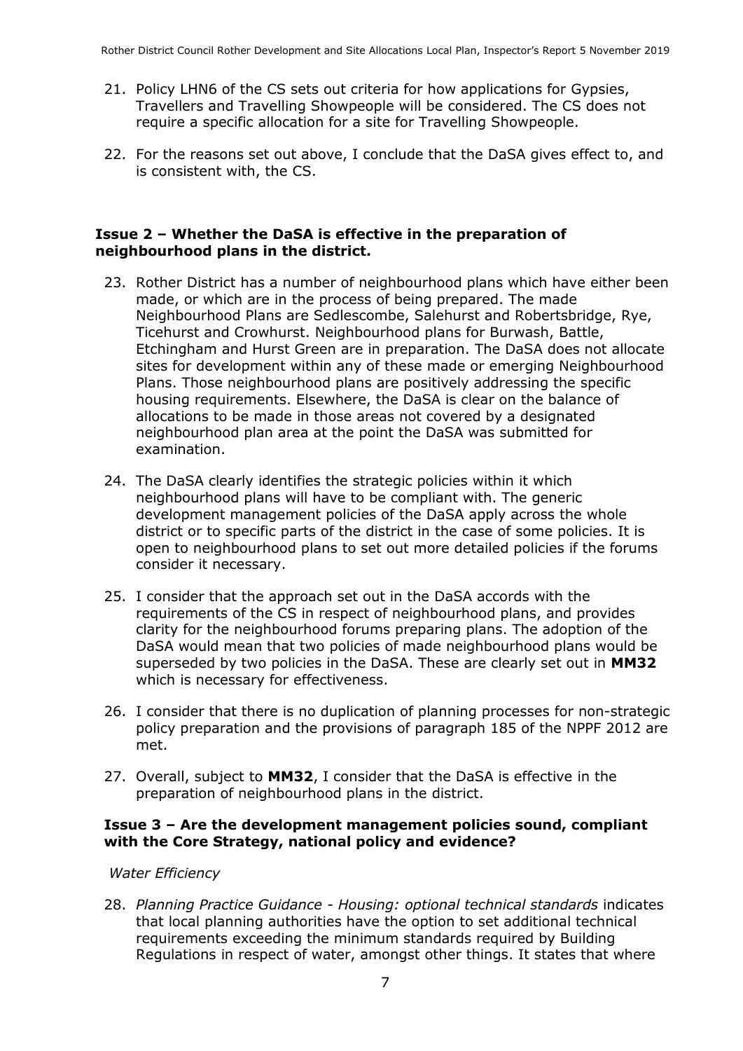21. Policy LHN6 of the CS sets out criteria for how applications for Gypsies, Travellers and Travelling Showpeople will be considered. The CS does not require a specific allocation for a site for Travelling Showpeople.

22. For the reasons set out above, I conclude that the DaSA gives effect to, and is consistent with, the CS.

### Issue 2 – Whether the DaSA is effective in the preparation of neighbourhood plans in the district.

23. Rother District has a number of neighbourhood plans which have either been made, or which are in the process of being prepared. The made Neighbourhood Plans are Sedlescombe, Salehurst and Robertsbridge, Rye, Ticehurst and Crowhurst. Neighbourhood plans for Burwash, Battle, Etchingham and Hurst Green are in preparation. The DaSA does not allocate sites for development within any of these made or emerging Neighbourhood Plans. Those neighbourhood plans are positively addressing the specific housing requirements. Elsewhere, the DaSA is clear on the balance of allocations to be made in those areas not covered by a designated neighbourhood plan area at the point the DaSA was submitted for examination.

24. The DaSA clearly identifies the strategic policies within it which neighbourhood plans will have to be compliant with. The generic development management policies of the DaSA apply across the whole district or to specific parts of the district in the case of some policies. It is open to neighbourhood plans to set out more detailed policies if the forums consider it necessary.

25. I consider that the approach set out in the DaSA accords with the requirements of the CS in respect of neighbourhood plans, and provides clarity for the neighbourhood forums preparing plans. The adoption of the DaSA would mean that two policies of made neighbourhood plans would be superseded by two policies in the DaSA. These are clearly set out in **MM32** which is necessary for effectiveness.

26. I consider that there is no duplication of planning processes for non-strategic policy preparation and the provisions of paragraph 185 of the NPPF 2012 are met.

27. Overall, subject to **MM32**, I consider that the DaSA is effective in the preparation of neighbourhood plans in the district.

### Issue 3 – Are the development management policies sound, compliant with the Core Strategy, national policy and evidence?

*Water Efficiency*

28. *Planning Practice Guidance - Housing: optional technical standards* indicates that local planning authorities have the option to set additional technical requirements exceeding the minimum standards required by Building Regulations in respect of water, amongst other things. It states that where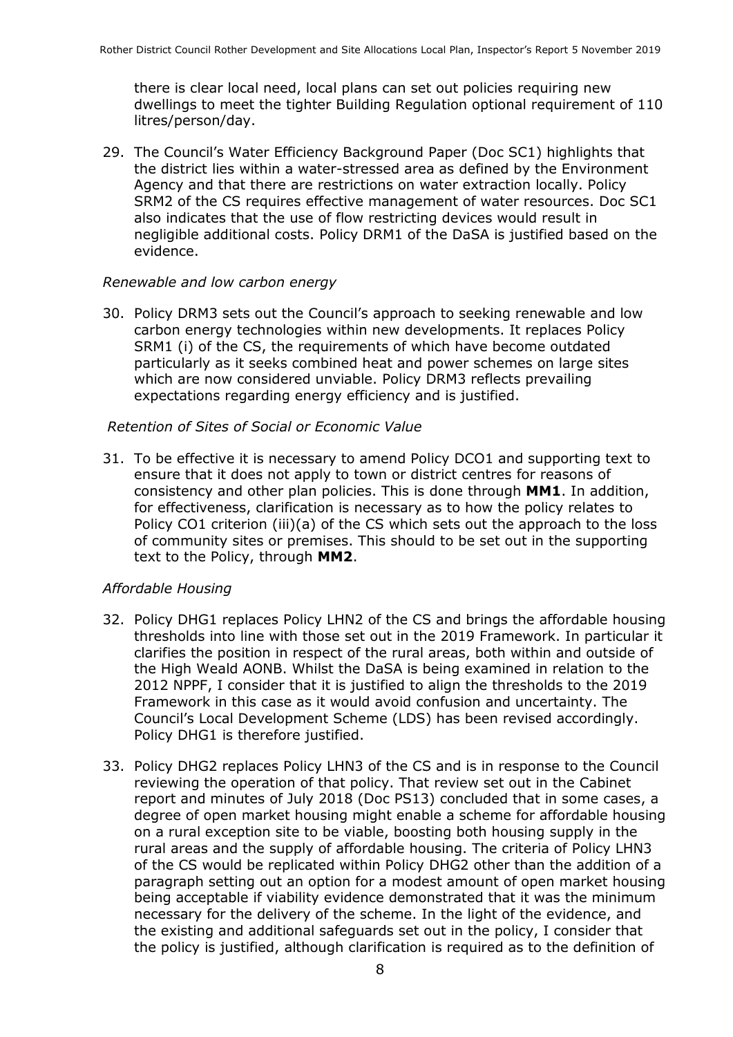there is clear local need, local plans can set out policies requiring new dwellings to meet the tighter Building Regulation optional requirement of 110 litres/person/day.

29. The Council's Water Efficiency Background Paper (Doc SC1) highlights that the district lies within a water-stressed area as defined by the Environment Agency and that there are restrictions on water extraction locally. Policy SRM2 of the CS requires effective management of water resources. Doc SC1 also indicates that the use of flow restricting devices would result in negligible additional costs. Policy DRM1 of the DaSA is justified based on the evidence.

*Renewable and low carbon energy*

30. Policy DRM3 sets out the Council's approach to seeking renewable and low carbon energy technologies within new developments. It replaces Policy SRM1 (i) of the CS, the requirements of which have become outdated particularly as it seeks combined heat and power schemes on large sites which are now considered unviable. Policy DRM3 reflects prevailing expectations regarding energy efficiency and is justified.

*Retention of Sites of Social or Economic Value*

31. To be effective it is necessary to amend Policy DCO1 and supporting text to ensure that it does not apply to town or district centres for reasons of consistency and other plan policies. This is done through **MM1**. In addition, for effectiveness, clarification is necessary as to how the policy relates to Policy CO1 criterion (iii)(a) of the CS which sets out the approach to the loss of community sites or premises. This should to be set out in the supporting text to the Policy, through **MM2**.

*Affordable Housing*

32. Policy DHG1 replaces Policy LHN2 of the CS and brings the affordable housing thresholds into line with those set out in the 2019 Framework. In particular it clarifies the position in respect of the rural areas, both within and outside of the High Weald AONB. Whilst the DaSA is being examined in relation to the 2012 NPPF, I consider that it is justified to align the thresholds to the 2019 Framework in this case as it would avoid confusion and uncertainty. The Council's Local Development Scheme (LDS) has been revised accordingly. Policy DHG1 is therefore justified.

33. Policy DHG2 replaces Policy LHN3 of the CS and is in response to the Council reviewing the operation of that policy. That review set out in the Cabinet report and minutes of July 2018 (Doc PS13) concluded that in some cases, a degree of open market housing might enable a scheme for affordable housing on a rural exception site to be viable, boosting both housing supply in the rural areas and the supply of affordable housing. The criteria of Policy LHN3 of the CS would be replicated within Policy DHG2 other than the addition of a paragraph setting out an option for a modest amount of open market housing being acceptable if viability evidence demonstrated that it was the minimum necessary for the delivery of the scheme. In the light of the evidence, and the existing and additional safeguards set out in the policy, I consider that the policy is justified, although clarification is required as to the definition of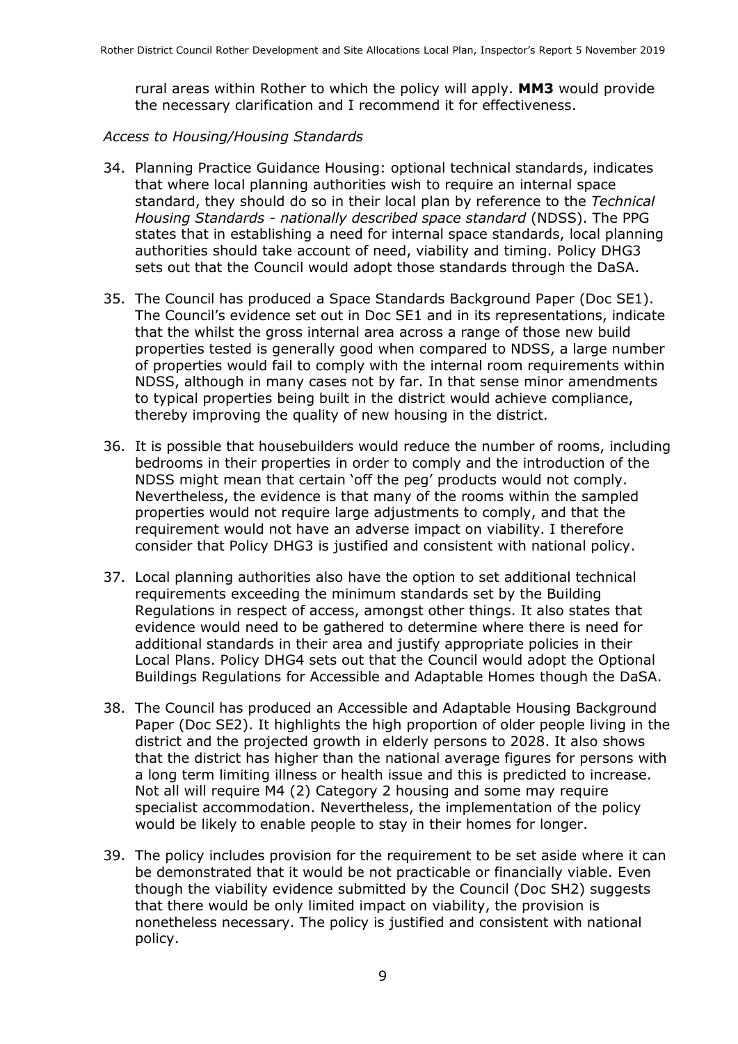rural areas within Rother to which the policy will apply. **MM3** would provide the necessary clarification and I recommend it for effectiveness.

*Access to Housing/Housing Standards*

34. Planning Practice Guidance Housing: optional technical standards, indicates that where local planning authorities wish to require an internal space standard, they should do so in their local plan by reference to the *Technical Housing Standards - nationally described space standard* (NDSS). The PPG states that in establishing a need for internal space standards, local planning authorities should take account of need, viability and timing. Policy DHG3 sets out that the Council would adopt those standards through the DaSA.

35. The Council has produced a Space Standards Background Paper (Doc SE1). The Council's evidence set out in Doc SE1 and in its representations, indicate that the whilst the gross internal area across a range of those new build properties tested is generally good when compared to NDSS, a large number of properties would fail to comply with the internal room requirements within NDSS, although in many cases not by far. In that sense minor amendments to typical properties being built in the district would achieve compliance, thereby improving the quality of new housing in the district.

36. It is possible that housebuilders would reduce the number of rooms, including bedrooms in their properties in order to comply and the introduction of the NDSS might mean that certain 'off the peg' products would not comply. Nevertheless, the evidence is that many of the rooms within the sampled properties would not require large adjustments to comply, and that the requirement would not have an adverse impact on viability. I therefore consider that Policy DHG3 is justified and consistent with national policy.

37. Local planning authorities also have the option to set additional technical requirements exceeding the minimum standards set by the Building Regulations in respect of access, amongst other things. It also states that evidence would need to be gathered to determine where there is need for additional standards in their area and justify appropriate policies in their Local Plans. Policy DHG4 sets out that the Council would adopt the Optional Buildings Regulations for Accessible and Adaptable Homes though the DaSA.

38. The Council has produced an Accessible and Adaptable Housing Background Paper (Doc SE2). It highlights the high proportion of older people living in the district and the projected growth in elderly persons to 2028. It also shows that the district has higher than the national average figures for persons with a long term limiting illness or health issue and this is predicted to increase. Not all will require M4 (2) Category 2 housing and some may require specialist accommodation. Nevertheless, the implementation of the policy would be likely to enable people to stay in their homes for longer.

39. The policy includes provision for the requirement to be set aside where it can be demonstrated that it would be not practicable or financially viable. Even though the viability evidence submitted by the Council (Doc SH2) suggests that there would be only limited impact on viability, the provision is nonetheless necessary. The policy is justified and consistent with national policy.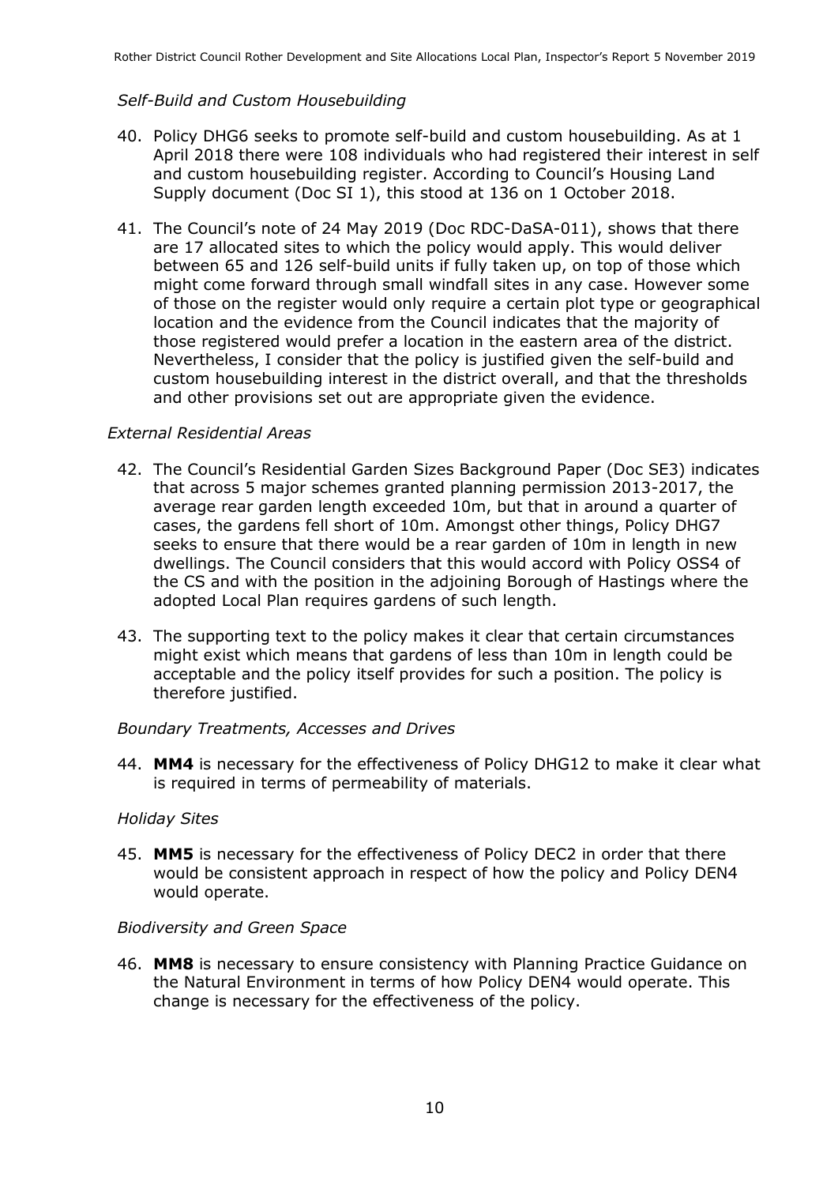*Self-Build and Custom Housebuilding*

40. Policy DHG6 seeks to promote self-build and custom housebuilding. As at 1 April 2018 there were 108 individuals who had registered their interest in self and custom housebuilding register. According to Council's Housing Land Supply document (Doc SI 1), this stood at 136 on 1 October 2018.

41. The Council's note of 24 May 2019 (Doc RDC-DaSA-011), shows that there are 17 allocated sites to which the policy would apply. This would deliver between 65 and 126 self-build units if fully taken up, on top of those which might come forward through small windfall sites in any case. However some of those on the register would only require a certain plot type or geographical location and the evidence from the Council indicates that the majority of those registered would prefer a location in the eastern area of the district. Nevertheless, I consider that the policy is justified given the self-build and custom housebuilding interest in the district overall, and that the thresholds and other provisions set out are appropriate given the evidence.

*External Residential Areas*

42. The Council's Residential Garden Sizes Background Paper (Doc SE3) indicates that across 5 major schemes granted planning permission 2013-2017, the average rear garden length exceeded 10m, but that in around a quarter of cases, the gardens fell short of 10m. Amongst other things, Policy DHG7 seeks to ensure that there would be a rear garden of 10m in length in new dwellings. The Council considers that this would accord with Policy OSS4 of the CS and with the position in the adjoining Borough of Hastings where the adopted Local Plan requires gardens of such length.

43. The supporting text to the policy makes it clear that certain circumstances might exist which means that gardens of less than 10m in length could be acceptable and the policy itself provides for such a position. The policy is therefore justified.

*Boundary Treatments, Accesses and Drives*

44. **MM4** is necessary for the effectiveness of Policy DHG12 to make it clear what is required in terms of permeability of materials.

*Holiday Sites*

45. **MM5** is necessary for the effectiveness of Policy DEC2 in order that there would be consistent approach in respect of how the policy and Policy DEN4 would operate.

*Biodiversity and Green Space*

46. **MM8** is necessary to ensure consistency with Planning Practice Guidance on the Natural Environment in terms of how Policy DEN4 would operate. This change is necessary for the effectiveness of the policy.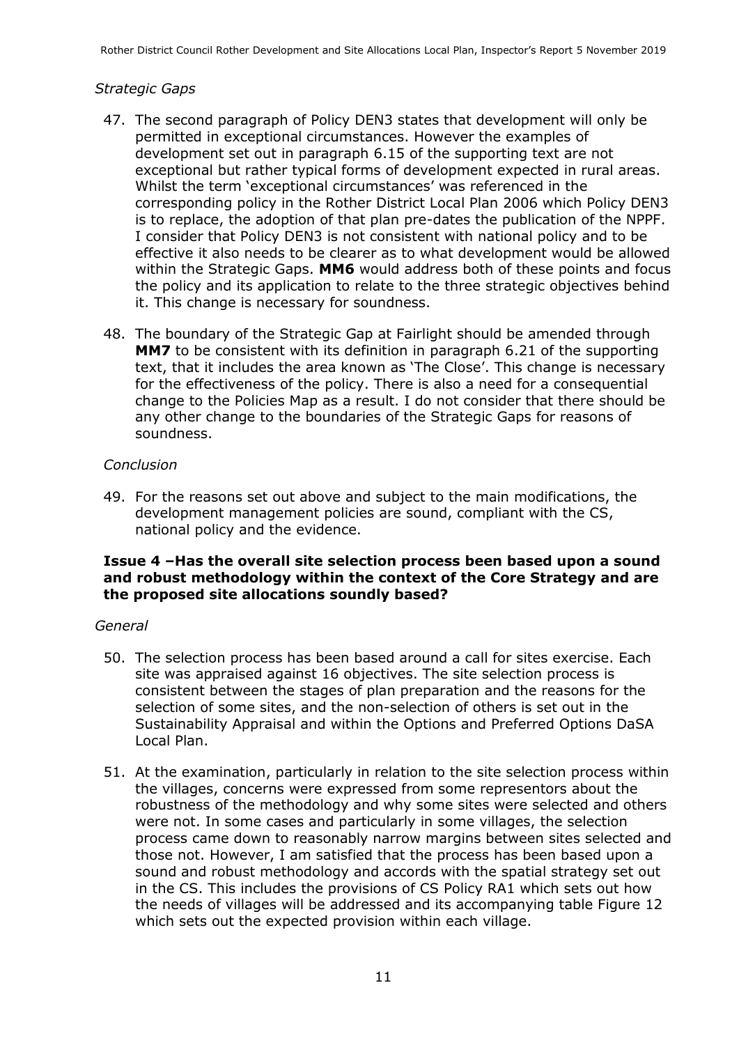*Strategic Gaps*

47. The second paragraph of Policy DEN3 states that development will only be permitted in exceptional circumstances. However the examples of development set out in paragraph 6.15 of the supporting text are not exceptional but rather typical forms of development expected in rural areas. Whilst the term 'exceptional circumstances' was referenced in the corresponding policy in the Rother District Local Plan 2006 which Policy DEN3 is to replace, the adoption of that plan pre-dates the publication of the NPPF. I consider that Policy DEN3 is not consistent with national policy and to be effective it also needs to be clearer as to what development would be allowed within the Strategic Gaps. **MM6** would address both of these points and focus the policy and its application to relate to the three strategic objectives behind it. This change is necessary for soundness.

48. The boundary of the Strategic Gap at Fairlight should be amended through **MM7** to be consistent with its definition in paragraph 6.21 of the supporting text, that it includes the area known as 'The Close'. This change is necessary for the effectiveness of the policy. There is also a need for a consequential change to the Policies Map as a result. I do not consider that there should be any other change to the boundaries of the Strategic Gaps for reasons of soundness.

*Conclusion*

49. For the reasons set out above and subject to the main modifications, the development management policies are sound, compliant with the CS, national policy and the evidence.

### Issue 4 –Has the overall site selection process been based upon a sound and robust methodology within the context of the Core Strategy and are the proposed site allocations soundly based?

*General*

50. The selection process has been based around a call for sites exercise. Each site was appraised against 16 objectives. The site selection process is consistent between the stages of plan preparation and the reasons for the selection of some sites, and the non-selection of others is set out in the Sustainability Appraisal and within the Options and Preferred Options DaSA Local Plan.

51. At the examination, particularly in relation to the site selection process within the villages, concerns were expressed from some representors about the robustness of the methodology and why some sites were selected and others were not. In some cases and particularly in some villages, the selection process came down to reasonably narrow margins between sites selected and those not. However, I am satisfied that the process has been based upon a sound and robust methodology and accords with the spatial strategy set out in the CS. This includes the provisions of CS Policy RA1 which sets out how the needs of villages will be addressed and its accompanying table Figure 12 which sets out the expected provision within each village.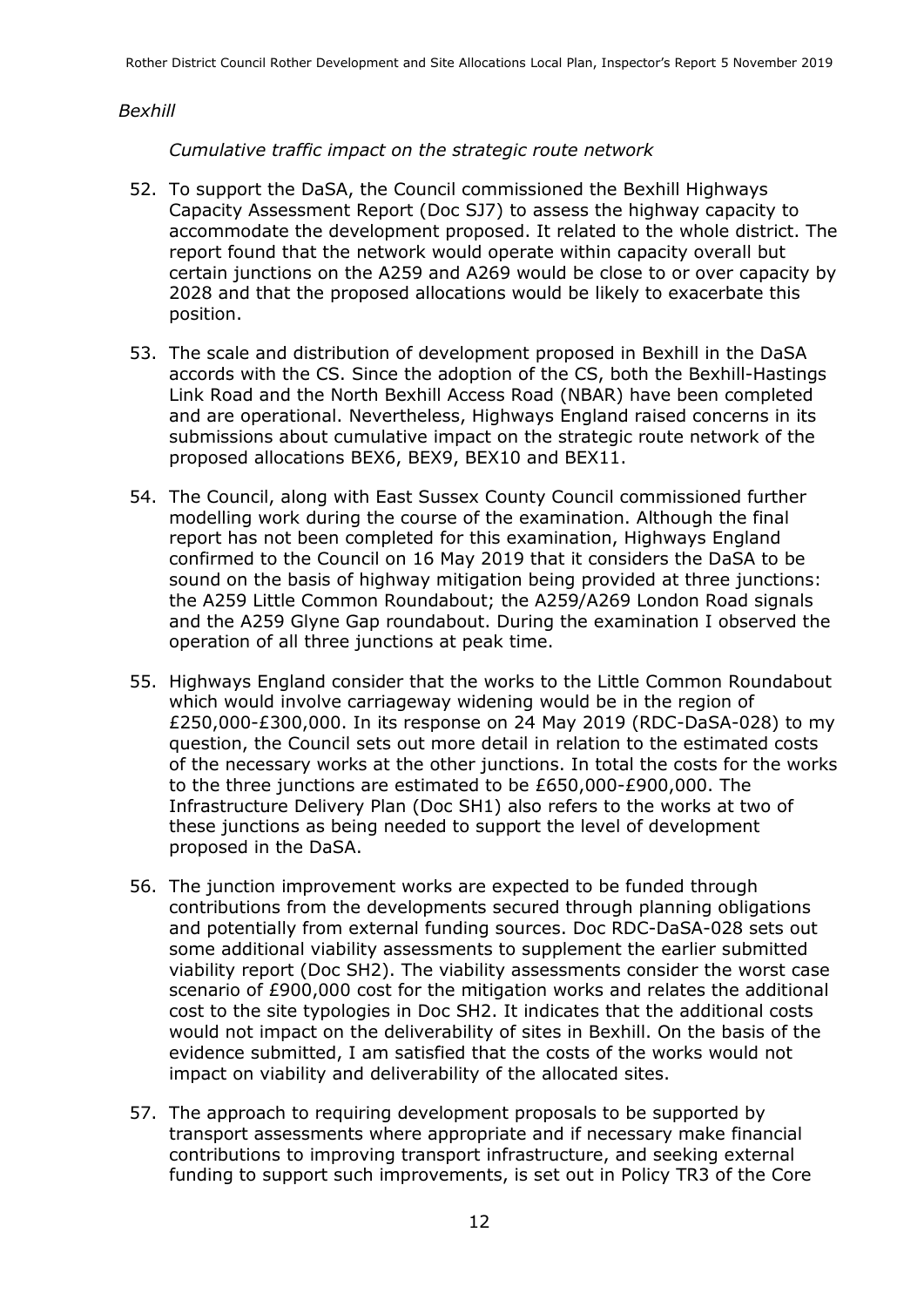*Bexhill*

*Cumulative traffic impact on the strategic route network*

52. To support the DaSA, the Council commissioned the Bexhill Highways Capacity Assessment Report (Doc SJ7) to assess the highway capacity to accommodate the development proposed. It related to the whole district. The report found that the network would operate within capacity overall but certain junctions on the A259 and A269 would be close to or over capacity by 2028 and that the proposed allocations would be likely to exacerbate this position.

53. The scale and distribution of development proposed in Bexhill in the DaSA accords with the CS. Since the adoption of the CS, both the Bexhill-Hastings Link Road and the North Bexhill Access Road (NBAR) have been completed and are operational. Nevertheless, Highways England raised concerns in its submissions about cumulative impact on the strategic route network of the proposed allocations BEX6, BEX9, BEX10 and BEX11.

54. The Council, along with East Sussex County Council commissioned further modelling work during the course of the examination. Although the final report has not been completed for this examination, Highways England confirmed to the Council on 16 May 2019 that it considers the DaSA to be sound on the basis of highway mitigation being provided at three junctions: the A259 Little Common Roundabout; the A259/A269 London Road signals and the A259 Glyne Gap roundabout. During the examination I observed the operation of all three junctions at peak time.

55. Highways England consider that the works to the Little Common Roundabout which would involve carriageway widening would be in the region of £250,000-£300,000. In its response on 24 May 2019 (RDC-DaSA-028) to my question, the Council sets out more detail in relation to the estimated costs of the necessary works at the other junctions. In total the costs for the works to the three junctions are estimated to be £650,000-£900,000. The Infrastructure Delivery Plan (Doc SH1) also refers to the works at two of these junctions as being needed to support the level of development proposed in the DaSA.

56. The junction improvement works are expected to be funded through contributions from the developments secured through planning obligations and potentially from external funding sources. Doc RDC-DaSA-028 sets out some additional viability assessments to supplement the earlier submitted viability report (Doc SH2). The viability assessments consider the worst case scenario of £900,000 cost for the mitigation works and relates the additional cost to the site typologies in Doc SH2. It indicates that the additional costs would not impact on the deliverability of sites in Bexhill. On the basis of the evidence submitted, I am satisfied that the costs of the works would not impact on viability and deliverability of the allocated sites.

57. The approach to requiring development proposals to be supported by transport assessments where appropriate and if necessary make financial contributions to improving transport infrastructure, and seeking external funding to support such improvements, is set out in Policy TR3 of the Core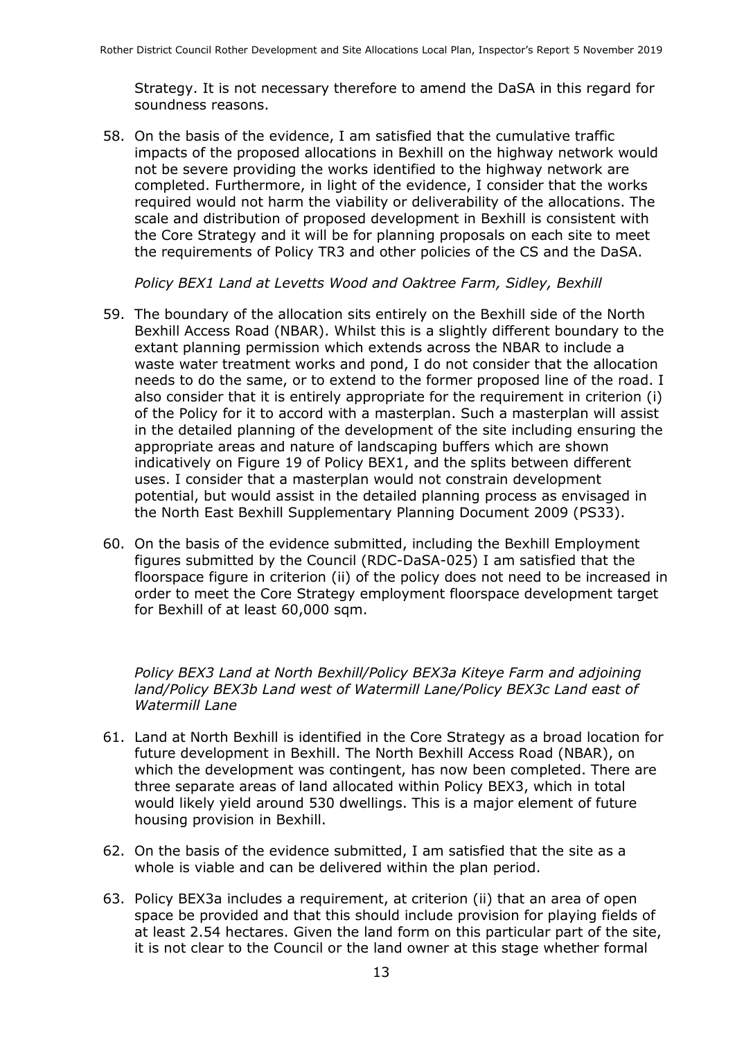Strategy. It is not necessary therefore to amend the DaSA in this regard for soundness reasons.

58. On the basis of the evidence, I am satisfied that the cumulative traffic impacts of the proposed allocations in Bexhill on the highway network would not be severe providing the works identified to the highway network are completed. Furthermore, in light of the evidence, I consider that the works required would not harm the viability or deliverability of the allocations. The scale and distribution of proposed development in Bexhill is consistent with the Core Strategy and it will be for planning proposals on each site to meet the requirements of Policy TR3 and other policies of the CS and the DaSA.

*Policy BEX1 Land at Levetts Wood and Oaktree Farm, Sidley, Bexhill*

59. The boundary of the allocation sits entirely on the Bexhill side of the North Bexhill Access Road (NBAR). Whilst this is a slightly different boundary to the extant planning permission which extends across the NBAR to include a waste water treatment works and pond, I do not consider that the allocation needs to do the same, or to extend to the former proposed line of the road. I also consider that it is entirely appropriate for the requirement in criterion (i) of the Policy for it to accord with a masterplan. Such a masterplan will assist in the detailed planning of the development of the site including ensuring the appropriate areas and nature of landscaping buffers which are shown indicatively on Figure 19 of Policy BEX1, and the splits between different uses. I consider that a masterplan would not constrain development potential, but would assist in the detailed planning process as envisaged in the North East Bexhill Supplementary Planning Document 2009 (PS33).

60. On the basis of the evidence submitted, including the Bexhill Employment figures submitted by the Council (RDC-DaSA-025) I am satisfied that the floorspace figure in criterion (ii) of the policy does not need to be increased in order to meet the Core Strategy employment floorspace development target for Bexhill of at least 60,000 sqm.

*Policy BEX3 Land at North Bexhill/Policy BEX3a Kiteye Farm and adjoining land/Policy BEX3b Land west of Watermill Lane/Policy BEX3c Land east of Watermill Lane*

61. Land at North Bexhill is identified in the Core Strategy as a broad location for future development in Bexhill. The North Bexhill Access Road (NBAR), on which the development was contingent, has now been completed. There are three separate areas of land allocated within Policy BEX3, which in total would likely yield around 530 dwellings. This is a major element of future housing provision in Bexhill.

62. On the basis of the evidence submitted, I am satisfied that the site as a whole is viable and can be delivered within the plan period.

63. Policy BEX3a includes a requirement, at criterion (ii) that an area of open space be provided and that this should include provision for playing fields of at least 2.54 hectares. Given the land form on this particular part of the site, it is not clear to the Council or the land owner at this stage whether formal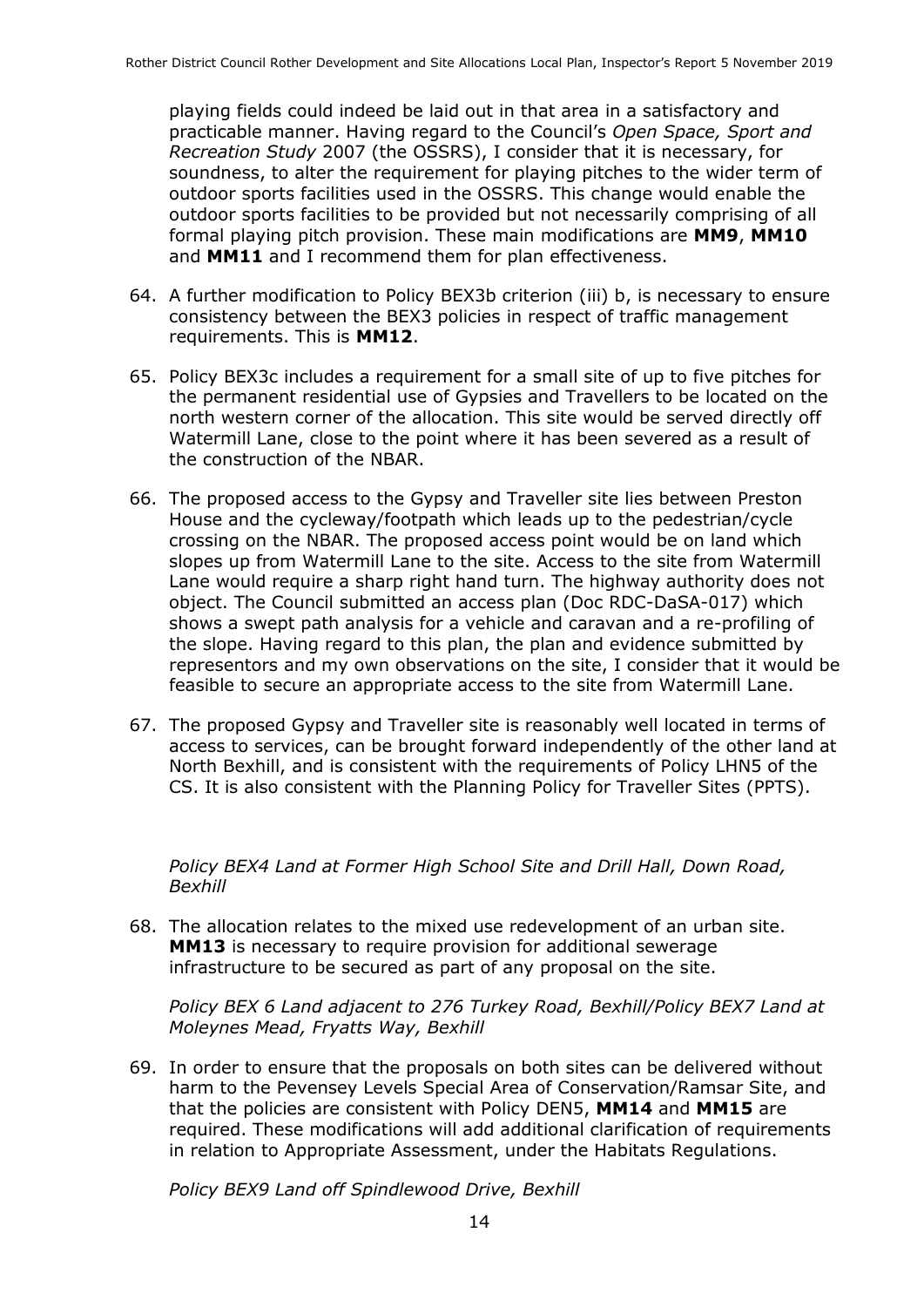playing fields could indeed be laid out in that area in a satisfactory and practicable manner. Having regard to the Council's *Open Space, Sport and Recreation Study* 2007 (the OSSRS), I consider that it is necessary, for soundness, to alter the requirement for playing pitches to the wider term of outdoor sports facilities used in the OSSRS. This change would enable the outdoor sports facilities to be provided but not necessarily comprising of all formal playing pitch provision. These main modifications are **MM9**, **MM10** and **MM11** and I recommend them for plan effectiveness.

64. A further modification to Policy BEX3b criterion (iii) b, is necessary to ensure consistency between the BEX3 policies in respect of traffic management requirements. This is **MM12**.

65. Policy BEX3c includes a requirement for a small site of up to five pitches for the permanent residential use of Gypsies and Travellers to be located on the north western corner of the allocation. This site would be served directly off Watermill Lane, close to the point where it has been severed as a result of the construction of the NBAR.

66. The proposed access to the Gypsy and Traveller site lies between Preston House and the cycleway/footpath which leads up to the pedestrian/cycle crossing on the NBAR. The proposed access point would be on land which slopes up from Watermill Lane to the site. Access to the site from Watermill Lane would require a sharp right hand turn. The highway authority does not object. The Council submitted an access plan (Doc RDC-DaSA-017) which shows a swept path analysis for a vehicle and caravan and a re-profiling of the slope. Having regard to this plan, the plan and evidence submitted by representors and my own observations on the site, I consider that it would be feasible to secure an appropriate access to the site from Watermill Lane.

67. The proposed Gypsy and Traveller site is reasonably well located in terms of access to services, can be brought forward independently of the other land at North Bexhill, and is consistent with the requirements of Policy LHN5 of the CS. It is also consistent with the Planning Policy for Traveller Sites (PPTS).

*Policy BEX4 Land at Former High School Site and Drill Hall, Down Road, Bexhill*

68. The allocation relates to the mixed use redevelopment of an urban site. **MM13** is necessary to require provision for additional sewerage infrastructure to be secured as part of any proposal on the site.

*Policy BEX 6 Land adjacent to 276 Turkey Road, Bexhill/Policy BEX7 Land at Moleynes Mead, Fryatts Way, Bexhill*

69. In order to ensure that the proposals on both sites can be delivered without harm to the Pevensey Levels Special Area of Conservation/Ramsar Site, and that the policies are consistent with Policy DEN5, **MM14** and **MM15** are required. These modifications will add additional clarification of requirements in relation to Appropriate Assessment, under the Habitats Regulations.

*Policy BEX9 Land off Spindlewood Drive, Bexhill*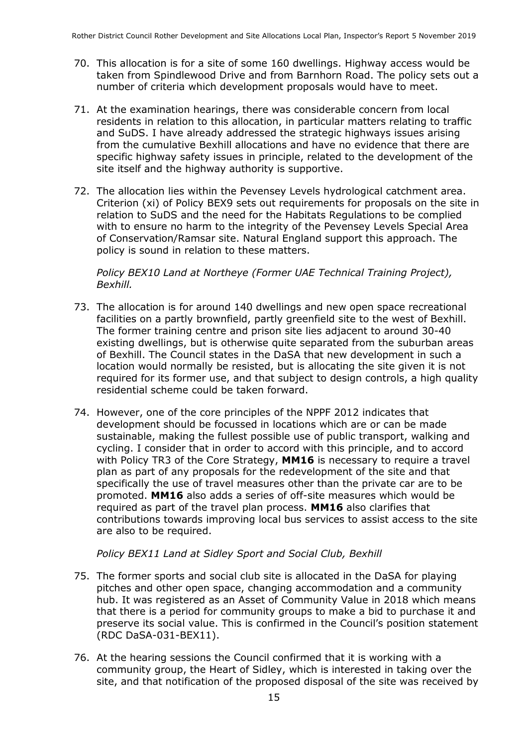70. This allocation is for a site of some 160 dwellings. Highway access would be taken from Spindlewood Drive and from Barnhorn Road. The policy sets out a number of criteria which development proposals would have to meet.

71. At the examination hearings, there was considerable concern from local residents in relation to this allocation, in particular matters relating to traffic and SuDS. I have already addressed the strategic highways issues arising from the cumulative Bexhill allocations and have no evidence that there are specific highway safety issues in principle, related to the development of the site itself and the highway authority is supportive.

72. The allocation lies within the Pevensey Levels hydrological catchment area. Criterion (xi) of Policy BEX9 sets out requirements for proposals on the site in relation to SuDS and the need for the Habitats Regulations to be complied with to ensure no harm to the integrity of the Pevensey Levels Special Area of Conservation/Ramsar site. Natural England support this approach. The policy is sound in relation to these matters.

*Policy BEX10 Land at Northeye (Former UAE Technical Training Project), Bexhill.*

73. The allocation is for around 140 dwellings and new open space recreational facilities on a partly brownfield, partly greenfield site to the west of Bexhill. The former training centre and prison site lies adjacent to around 30-40 existing dwellings, but is otherwise quite separated from the suburban areas of Bexhill. The Council states in the DaSA that new development in such a location would normally be resisted, but is allocating the site given it is not required for its former use, and that subject to design controls, a high quality residential scheme could be taken forward.

74. However, one of the core principles of the NPPF 2012 indicates that development should be focussed in locations which are or can be made sustainable, making the fullest possible use of public transport, walking and cycling. I consider that in order to accord with this principle, and to accord with Policy TR3 of the Core Strategy, **MM16** is necessary to require a travel plan as part of any proposals for the redevelopment of the site and that specifically the use of travel measures other than the private car are to be promoted. **MM16** also adds a series of off-site measures which would be required as part of the travel plan process. **MM16** also clarifies that contributions towards improving local bus services to assist access to the site are also to be required.

*Policy BEX11 Land at Sidley Sport and Social Club, Bexhill*

75. The former sports and social club site is allocated in the DaSA for playing pitches and other open space, changing accommodation and a community hub. It was registered as an Asset of Community Value in 2018 which means that there is a period for community groups to make a bid to purchase it and preserve its social value. This is confirmed in the Council's position statement (RDC DaSA-031-BEX11).

76. At the hearing sessions the Council confirmed that it is working with a community group, the Heart of Sidley, which is interested in taking over the site, and that notification of the proposed disposal of the site was received by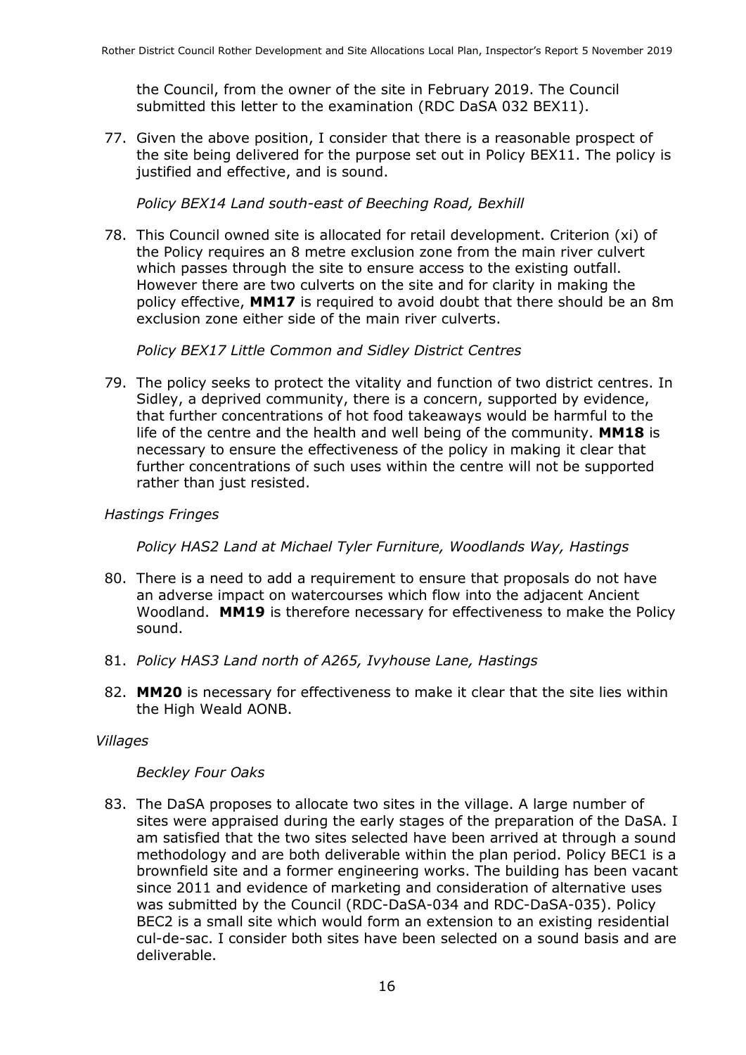the Council, from the owner of the site in February 2019. The Council submitted this letter to the examination (RDC DaSA 032 BEX11).

77. Given the above position, I consider that there is a reasonable prospect of the site being delivered for the purpose set out in Policy BEX11. The policy is justified and effective, and is sound.

*Policy BEX14 Land south-east of Beeching Road, Bexhill*

78. This Council owned site is allocated for retail development. Criterion (xi) of the Policy requires an 8 metre exclusion zone from the main river culvert which passes through the site to ensure access to the existing outfall. However there are two culverts on the site and for clarity in making the policy effective, **MM17** is required to avoid doubt that there should be an 8m exclusion zone either side of the main river culverts.

*Policy BEX17 Little Common and Sidley District Centres*

79. The policy seeks to protect the vitality and function of two district centres. In Sidley, a deprived community, there is a concern, supported by evidence, that further concentrations of hot food takeaways would be harmful to the life of the centre and the health and well being of the community. **MM18** is necessary to ensure the effectiveness of the policy in making it clear that further concentrations of such uses within the centre will not be supported rather than just resisted.

*Hastings Fringes*

*Policy HAS2 Land at Michael Tyler Furniture, Woodlands Way, Hastings*

80. There is a need to add a requirement to ensure that proposals do not have an adverse impact on watercourses which flow into the adjacent Ancient Woodland. **MM19** is therefore necessary for effectiveness to make the Policy sound.

81. *Policy HAS3 Land north of A265, Ivyhouse Lane, Hastings*

82. **MM20** is necessary for effectiveness to make it clear that the site lies within the High Weald AONB.

*Villages*

*Beckley Four Oaks*

83. The DaSA proposes to allocate two sites in the village. A large number of sites were appraised during the early stages of the preparation of the DaSA. I am satisfied that the two sites selected have been arrived at through a sound methodology and are both deliverable within the plan period. Policy BEC1 is a brownfield site and a former engineering works. The building has been vacant since 2011 and evidence of marketing and consideration of alternative uses was submitted by the Council (RDC-DaSA-034 and RDC-DaSA-035). Policy BEC2 is a small site which would form an extension to an existing residential cul-de-sac. I consider both sites have been selected on a sound basis and are deliverable.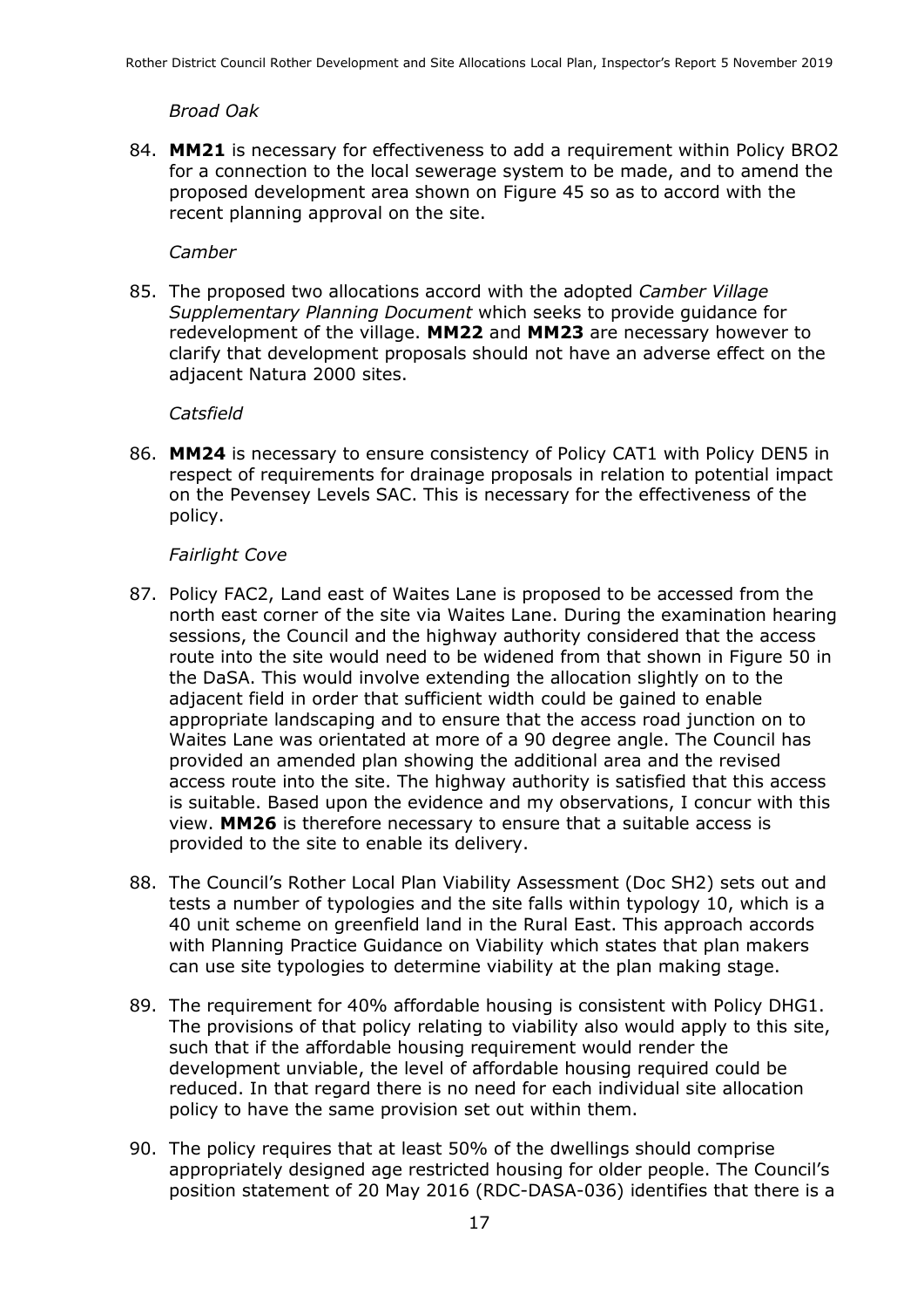*Broad Oak*

84. **MM21** is necessary for effectiveness to add a requirement within Policy BRO2 for a connection to the local sewerage system to be made, and to amend the proposed development area shown on Figure 45 so as to accord with the recent planning approval on the site.

*Camber*

85. The proposed two allocations accord with the adopted *Camber Village Supplementary Planning Document* which seeks to provide guidance for redevelopment of the village. **MM22** and **MM23** are necessary however to clarify that development proposals should not have an adverse effect on the adjacent Natura 2000 sites.

*Catsfield*

86. **MM24** is necessary to ensure consistency of Policy CAT1 with Policy DEN5 in respect of requirements for drainage proposals in relation to potential impact on the Pevensey Levels SAC. This is necessary for the effectiveness of the policy.

*Fairlight Cove*

87. Policy FAC2, Land east of Waites Lane is proposed to be accessed from the north east corner of the site via Waites Lane. During the examination hearing sessions, the Council and the highway authority considered that the access route into the site would need to be widened from that shown in Figure 50 in the DaSA. This would involve extending the allocation slightly on to the adjacent field in order that sufficient width could be gained to enable appropriate landscaping and to ensure that the access road junction on to Waites Lane was orientated at more of a 90 degree angle. The Council has provided an amended plan showing the additional area and the revised access route into the site. The highway authority is satisfied that this access is suitable. Based upon the evidence and my observations, I concur with this view. **MM26** is therefore necessary to ensure that a suitable access is provided to the site to enable its delivery.

88. The Council's Rother Local Plan Viability Assessment (Doc SH2) sets out and tests a number of typologies and the site falls within typology 10, which is a 40 unit scheme on greenfield land in the Rural East. This approach accords with Planning Practice Guidance on Viability which states that plan makers can use site typologies to determine viability at the plan making stage.

89. The requirement for 40% affordable housing is consistent with Policy DHG1. The provisions of that policy relating to viability also would apply to this site, such that if the affordable housing requirement would render the development unviable, the level of affordable housing required could be reduced. In that regard there is no need for each individual site allocation policy to have the same provision set out within them.

90. The policy requires that at least 50% of the dwellings should comprise appropriately designed age restricted housing for older people. The Council's position statement of 20 May 2016 (RDC-DASA-036) identifies that there is a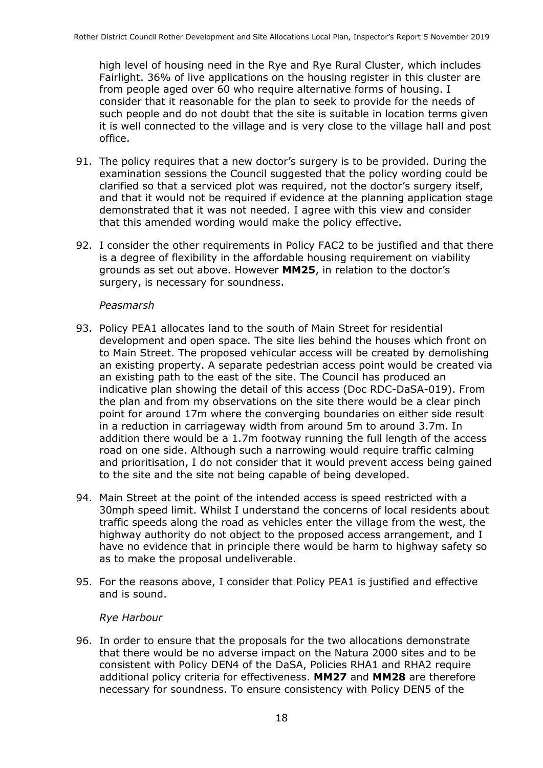high level of housing need in the Rye and Rye Rural Cluster, which includes Fairlight. 36% of live applications on the housing register in this cluster are from people aged over 60 who require alternative forms of housing. I consider that it reasonable for the plan to seek to provide for the needs of such people and do not doubt that the site is suitable in location terms given it is well connected to the village and is very close to the village hall and post office.

91. The policy requires that a new doctor's surgery is to be provided. During the examination sessions the Council suggested that the policy wording could be clarified so that a serviced plot was required, not the doctor's surgery itself, and that it would not be required if evidence at the planning application stage demonstrated that it was not needed. I agree with this view and consider that this amended wording would make the policy effective.

92. I consider the other requirements in Policy FAC2 to be justified and that there is a degree of flexibility in the affordable housing requirement on viability grounds as set out above. However **MM25**, in relation to the doctor's surgery, is necessary for soundness.

*Peasmarsh*

93. Policy PEA1 allocates land to the south of Main Street for residential development and open space. The site lies behind the houses which front on to Main Street. The proposed vehicular access will be created by demolishing an existing property. A separate pedestrian access point would be created via an existing path to the east of the site. The Council has produced an indicative plan showing the detail of this access (Doc RDC-DaSA-019). From the plan and from my observations on the site there would be a clear pinch point for around 17m where the converging boundaries on either side result in a reduction in carriageway width from around 5m to around 3.7m. In addition there would be a 1.7m footway running the full length of the access road on one side. Although such a narrowing would require traffic calming and prioritisation, I do not consider that it would prevent access being gained to the site and the site not being capable of being developed.

94. Main Street at the point of the intended access is speed restricted with a 30mph speed limit. Whilst I understand the concerns of local residents about traffic speeds along the road as vehicles enter the village from the west, the highway authority do not object to the proposed access arrangement, and I have no evidence that in principle there would be harm to highway safety so as to make the proposal undeliverable.

95. For the reasons above, I consider that Policy PEA1 is justified and effective and is sound.

*Rye Harbour*

96. In order to ensure that the proposals for the two allocations demonstrate that there would be no adverse impact on the Natura 2000 sites and to be consistent with Policy DEN4 of the DaSA, Policies RHA1 and RHA2 require additional policy criteria for effectiveness. **MM27** and **MM28** are therefore necessary for soundness. To ensure consistency with Policy DEN5 of the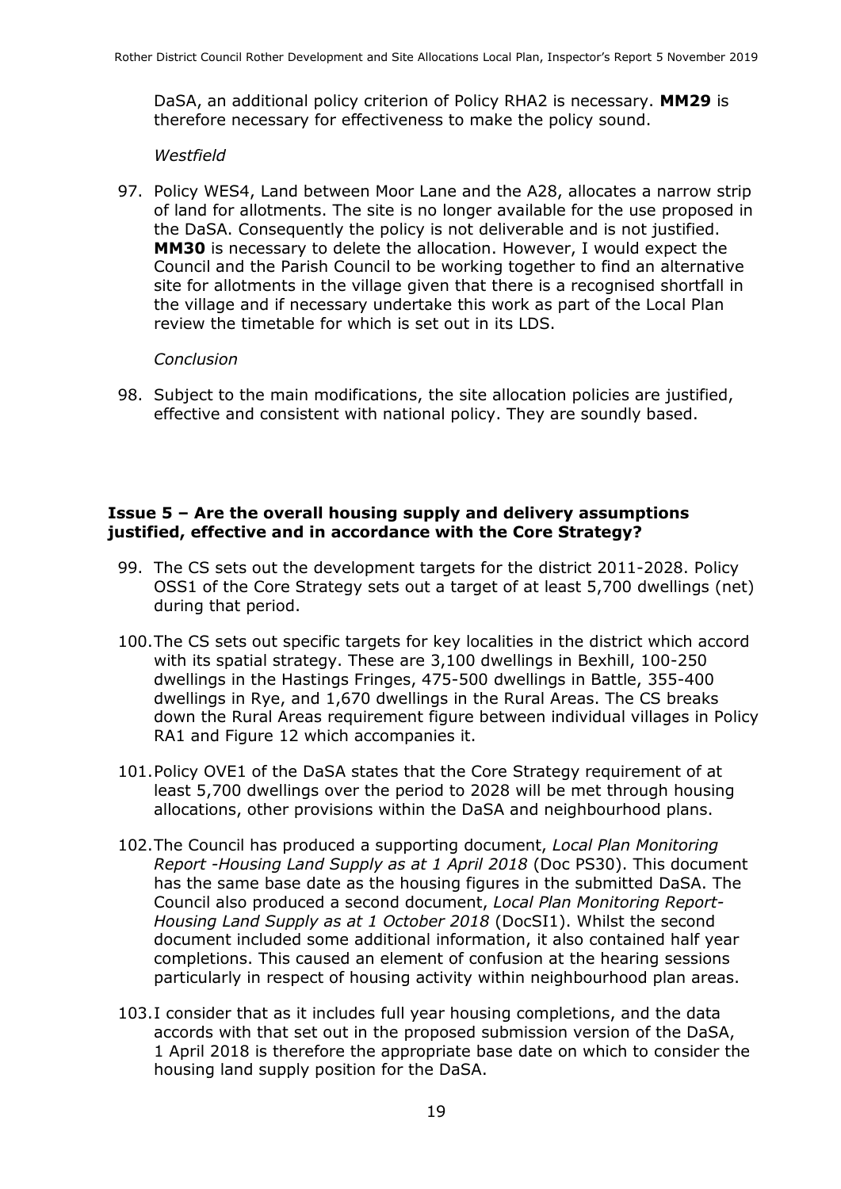DaSA, an additional policy criterion of Policy RHA2 is necessary. **MM29** is therefore necessary for effectiveness to make the policy sound.

*Westfield*

97. Policy WES4, Land between Moor Lane and the A28, allocates a narrow strip of land for allotments. The site is no longer available for the use proposed in the DaSA. Consequently the policy is not deliverable and is not justified. **MM30** is necessary to delete the allocation. However, I would expect the Council and the Parish Council to be working together to find an alternative site for allotments in the village given that there is a recognised shortfall in the village and if necessary undertake this work as part of the Local Plan review the timetable for which is set out in its LDS.

*Conclusion*

98. Subject to the main modifications, the site allocation policies are justified, effective and consistent with national policy. They are soundly based.

**Issue 5 – Are the overall housing supply and delivery assumptions justified, effective and in accordance with the Core Strategy?**

99. The CS sets out the development targets for the district 2011-2028. Policy OSS1 of the Core Strategy sets out a target of at least 5,700 dwellings (net) during that period.

100. The CS sets out specific targets for key localities in the district which accord with its spatial strategy. These are 3,100 dwellings in Bexhill, 100-250 dwellings in the Hastings Fringes, 475-500 dwellings in Battle, 355-400 dwellings in Rye, and 1,670 dwellings in the Rural Areas. The CS breaks down the Rural Areas requirement figure between individual villages in Policy RA1 and Figure 12 which accompanies it.

101. Policy OVE1 of the DaSA states that the Core Strategy requirement of at least 5,700 dwellings over the period to 2028 will be met through housing allocations, other provisions within the DaSA and neighbourhood plans.

102. The Council has produced a supporting document, *Local Plan Monitoring Report -Housing Land Supply as at 1 April 2018* (Doc PS30). This document has the same base date as the housing figures in the submitted DaSA. The Council also produced a second document, *Local Plan Monitoring Report-Housing Land Supply as at 1 October 2018* (DocSI1). Whilst the second document included some additional information, it also contained half year completions. This caused an element of confusion at the hearing sessions particularly in respect of housing activity within neighbourhood plan areas.

103. I consider that as it includes full year housing completions, and the data accords with that set out in the proposed submission version of the DaSA, 1 April 2018 is therefore the appropriate base date on which to consider the housing land supply position for the DaSA.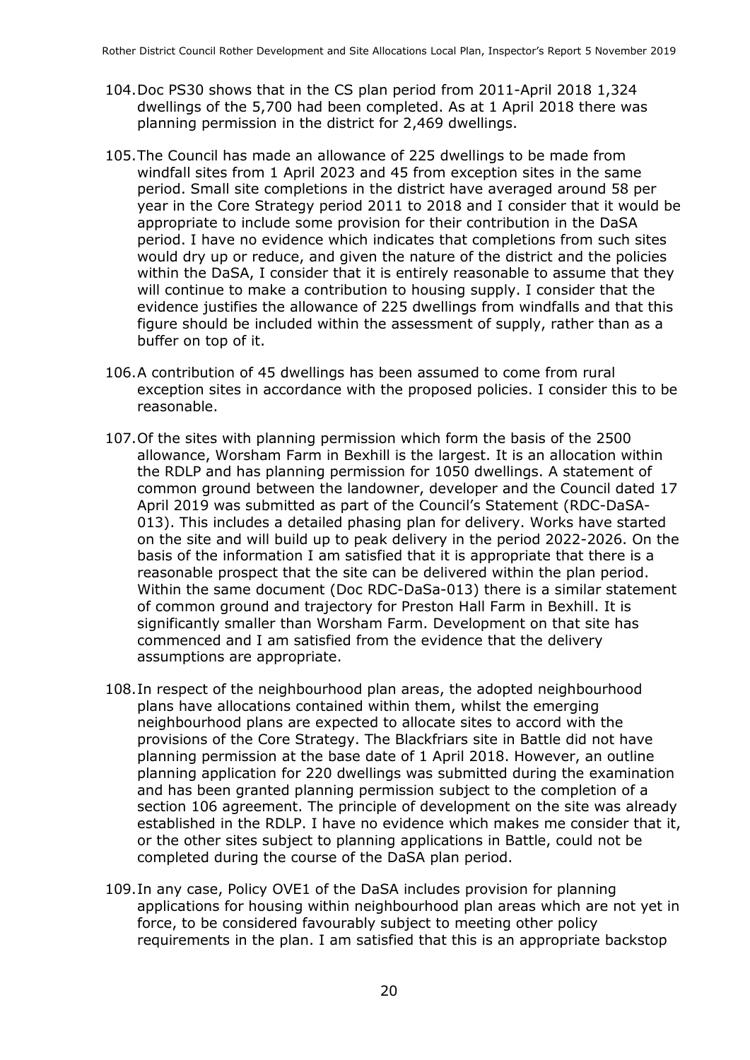104. Doc PS30 shows that in the CS plan period from 2011-April 2018 1,324 dwellings of the 5,700 had been completed. As at 1 April 2018 there was planning permission in the district for 2,469 dwellings.

105. The Council has made an allowance of 225 dwellings to be made from windfall sites from 1 April 2023 and 45 from exception sites in the same period. Small site completions in the district have averaged around 58 per year in the Core Strategy period 2011 to 2018 and I consider that it would be appropriate to include some provision for their contribution in the DaSA period. I have no evidence which indicates that completions from such sites would dry up or reduce, and given the nature of the district and the policies within the DaSA, I consider that it is entirely reasonable to assume that they will continue to make a contribution to housing supply. I consider that the evidence justifies the allowance of 225 dwellings from windfalls and that this figure should be included within the assessment of supply, rather than as a buffer on top of it.

106. A contribution of 45 dwellings has been assumed to come from rural exception sites in accordance with the proposed policies. I consider this to be reasonable.

107. Of the sites with planning permission which form the basis of the 2500 allowance, Worsham Farm in Bexhill is the largest. It is an allocation within the RDLP and has planning permission for 1050 dwellings. A statement of common ground between the landowner, developer and the Council dated 17 April 2019 was submitted as part of the Council's Statement (RDC-DaSA-013). This includes a detailed phasing plan for delivery. Works have started on the site and will build up to peak delivery in the period 2022-2026. On the basis of the information I am satisfied that it is appropriate that there is a reasonable prospect that the site can be delivered within the plan period. Within the same document (Doc RDC-DaSa-013) there is a similar statement of common ground and trajectory for Preston Hall Farm in Bexhill. It is significantly smaller than Worsham Farm. Development on that site has commenced and I am satisfied from the evidence that the delivery assumptions are appropriate.

108. In respect of the neighbourhood plan areas, the adopted neighbourhood plans have allocations contained within them, whilst the emerging neighbourhood plans are expected to allocate sites to accord with the provisions of the Core Strategy. The Blackfriars site in Battle did not have planning permission at the base date of 1 April 2018. However, an outline planning application for 220 dwellings was submitted during the examination and has been granted planning permission subject to the completion of a section 106 agreement. The principle of development on the site was already established in the RDLP. I have no evidence which makes me consider that it, or the other sites subject to planning applications in Battle, could not be completed during the course of the DaSA plan period.

109. In any case, Policy OVE1 of the DaSA includes provision for planning applications for housing within neighbourhood plan areas which are not yet in force, to be considered favourably subject to meeting other policy requirements in the plan. I am satisfied that this is an appropriate backstop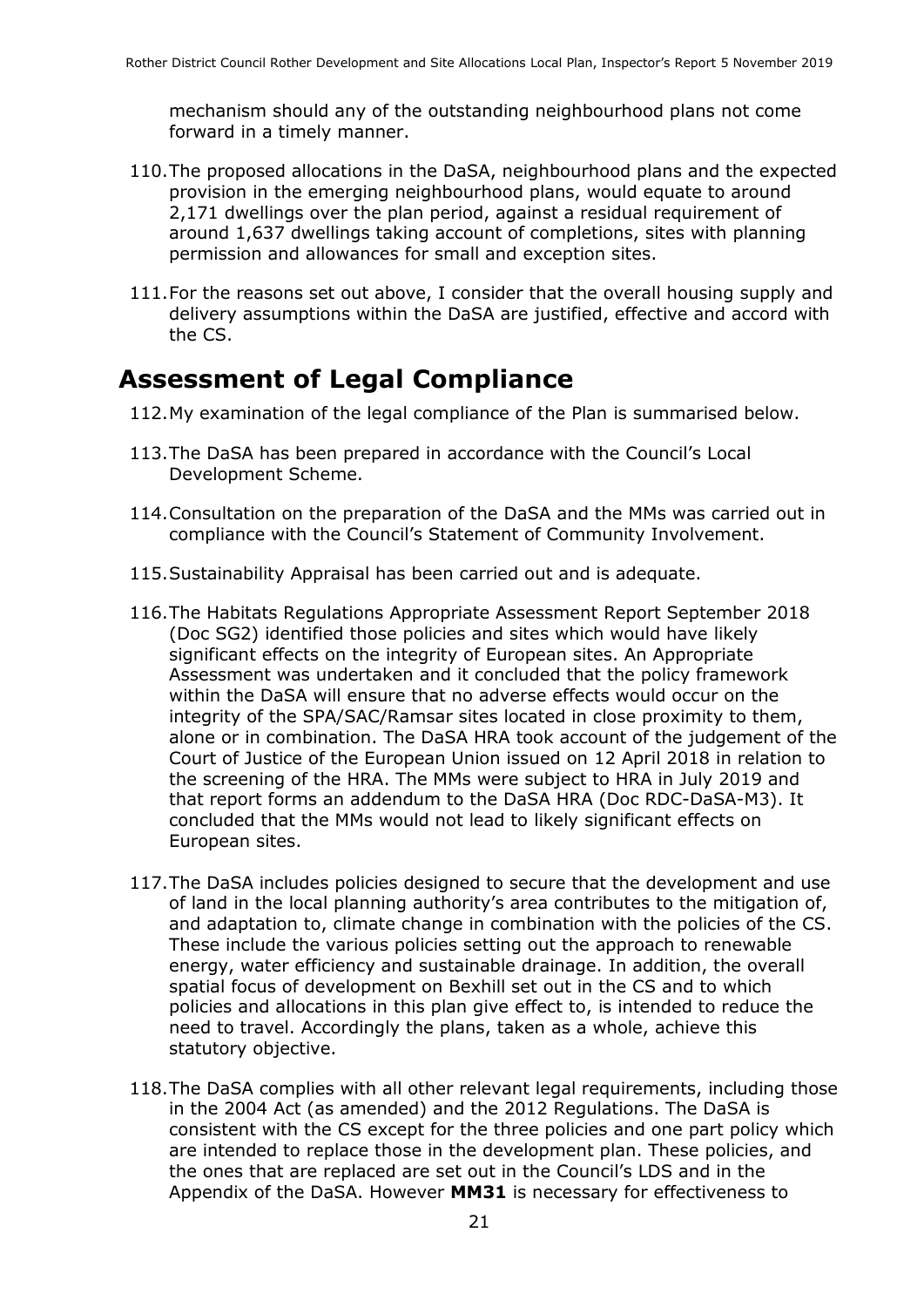mechanism should any of the outstanding neighbourhood plans not come forward in a timely manner.

110. The proposed allocations in the DaSA, neighbourhood plans and the expected provision in the emerging neighbourhood plans, would equate to around 2,171 dwellings over the plan period, against a residual requirement of around 1,637 dwellings taking account of completions, sites with planning permission and allowances for small and exception sites.

111. For the reasons set out above, I consider that the overall housing supply and delivery assumptions within the DaSA are justified, effective and accord with the CS.

# Assessment of Legal Compliance

112. My examination of the legal compliance of the Plan is summarised below.

113. The DaSA has been prepared in accordance with the Council's Local Development Scheme.

114. Consultation on the preparation of the DaSA and the MMs was carried out in compliance with the Council's Statement of Community Involvement.

115. Sustainability Appraisal has been carried out and is adequate.

116. The Habitats Regulations Appropriate Assessment Report September 2018 (Doc SG2) identified those policies and sites which would have likely significant effects on the integrity of European sites. An Appropriate Assessment was undertaken and it concluded that the policy framework within the DaSA will ensure that no adverse effects would occur on the integrity of the SPA/SAC/Ramsar sites located in close proximity to them, alone or in combination. The DaSA HRA took account of the judgement of the Court of Justice of the European Union issued on 12 April 2018 in relation to the screening of the HRA. The MMs were subject to HRA in July 2019 and that report forms an addendum to the DaSA HRA (Doc RDC-DaSA-M3). It concluded that the MMs would not lead to likely significant effects on European sites.

117. The DaSA includes policies designed to secure that the development and use of land in the local planning authority's area contributes to the mitigation of, and adaptation to, climate change in combination with the policies of the CS. These include the various policies setting out the approach to renewable energy, water efficiency and sustainable drainage. In addition, the overall spatial focus of development on Bexhill set out in the CS and to which policies and allocations in this plan give effect to, is intended to reduce the need to travel. Accordingly the plans, taken as a whole, achieve this statutory objective.

118. The DaSA complies with all other relevant legal requirements, including those in the 2004 Act (as amended) and the 2012 Regulations. The DaSA is consistent with the CS except for the three policies and one part policy which are intended to replace those in the development plan. These policies, and the ones that are replaced are set out in the Council's LDS and in the Appendix of the DaSA. However **MM31** is necessary for effectiveness to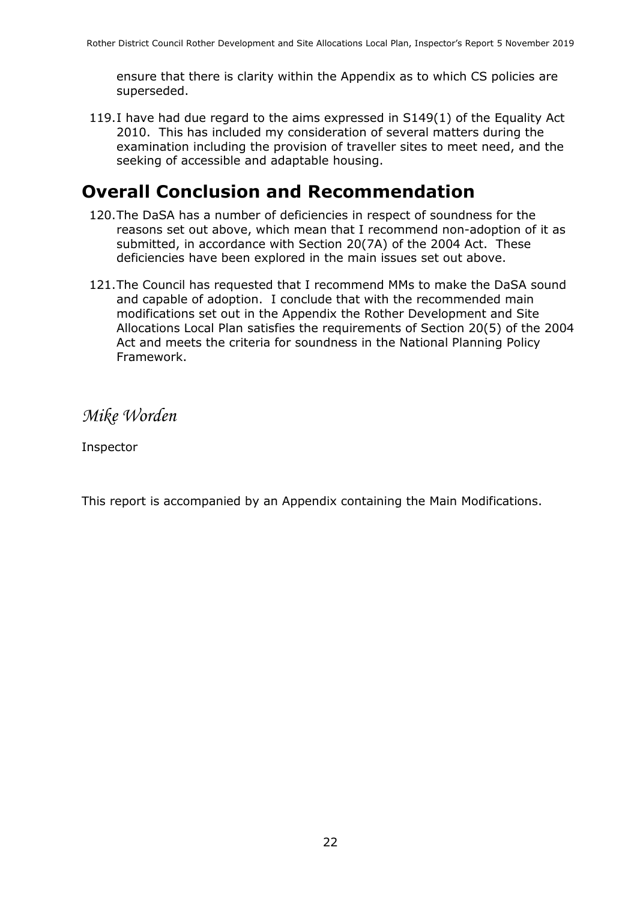ensure that there is clarity within the Appendix as to which CS policies are superseded.

119. I have had due regard to the aims expressed in S149(1) of the Equality Act 2010. This has included my consideration of several matters during the examination including the provision of traveller sites to meet need, and the seeking of accessible and adaptable housing.

# Overall Conclusion and Recommendation

120. The DaSA has a number of deficiencies in respect of soundness for the reasons set out above, which mean that I recommend non-adoption of it as submitted, in accordance with Section 20(7A) of the 2004 Act. These deficiencies have been explored in the main issues set out above.

121. The Council has requested that I recommend MMs to make the DaSA sound and capable of adoption. I conclude that with the recommended main modifications set out in the Appendix the Rother Development and Site Allocations Local Plan satisfies the requirements of Section 20(5) of the 2004 Act and meets the criteria for soundness in the National Planning Policy Framework.

*Mike Worden*

Inspector

This report is accompanied by an Appendix containing the Main Modifications.